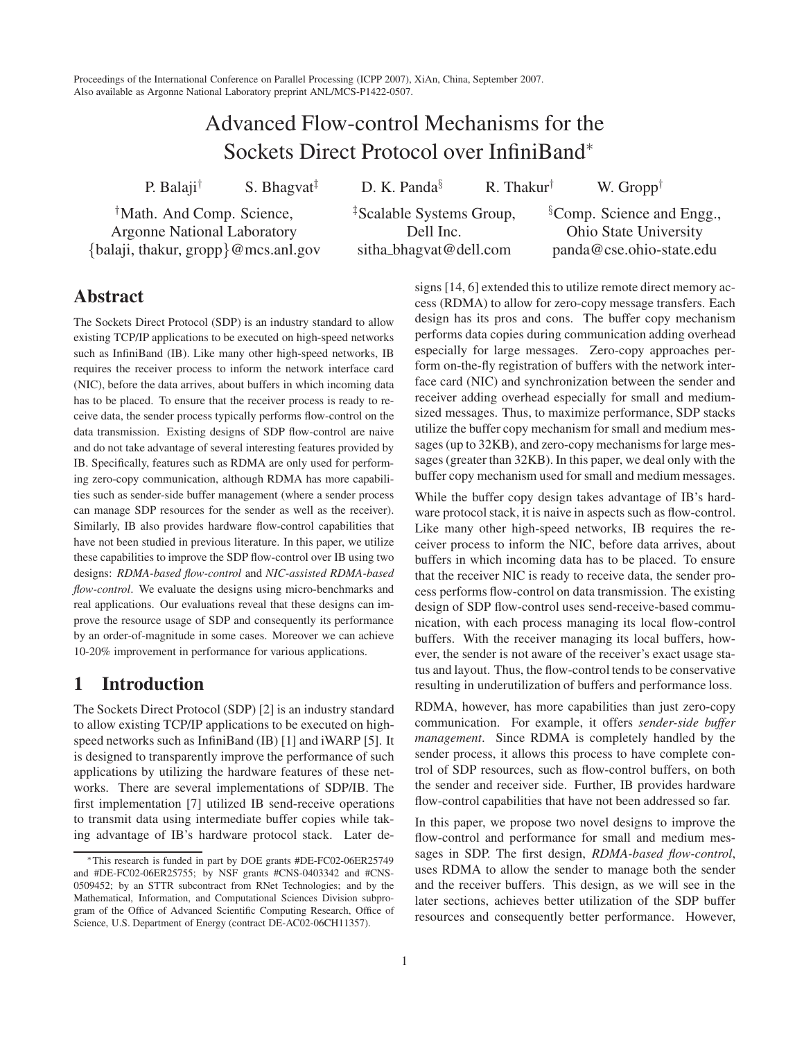Proceedings of the International Conference on Parallel Processing (ICPP 2007), XiAn, China, September 2007.
Also available as Argonne National Laboratory preprint ANL/MCS-P1422-0507.

# Advanced Flow-control Mechanisms for the Sockets Direct Protocol over InfiniBand*

P. Balaji[†] S. Bhagvat[‡] D. K. Panda[§] R. Thakur[†] W. Gropp[†]

[†]Math. And Comp. Science, Argonne National Laboratory {balaji, thakur, gropp}@mcs.anl.gov

[‡]Scalable Systems Group, Dell Inc. sitha_bhagvat@dell.com

[§]Comp. Science and Engg., Ohio State University panda@cse.ohio-state.edu

## Abstract

The Sockets Direct Protocol (SDP) is an industry standard to allow existing TCP/IP applications to be executed on high-speed networks such as InfiniBand (IB). Like many other high-speed networks, IB requires the receiver process to inform the network interface card (NIC), before the data arrives, about buffers in which incoming data has to be placed. To ensure that the receiver process is ready to receive data, the sender process typically performs flow-control on the data transmission. Existing designs of SDP flow-control are naive and do not take advantage of several interesting features provided by IB. Specifically, features such as RDMA are only used for performing zero-copy communication, although RDMA has more capabilities such as sender-side buffer management (where a sender process can manage SDP resources for the sender as well as the receiver). Similarly, IB also provides hardware flow-control capabilities that have not been studied in previous literature. In this paper, we utilize these capabilities to improve the SDP flow-control over IB using two designs: *RDMA-based flow-control* and *NIC-assisted RDMA-based flow-control*. We evaluate the designs using micro-benchmarks and real applications. Our evaluations reveal that these designs can improve the resource usage of SDP and consequently its performance by an order-of-magnitude in some cases. Moreover we can achieve 10-20% improvement in performance for various applications.

## 1 Introduction

The Sockets Direct Protocol (SDP) [2] is an industry standard to allow existing TCP/IP applications to be executed on high-speed networks such as InfiniBand (IB) [1] and iWARP [5]. It is designed to transparently improve the performance of such applications by utilizing the hardware features of these networks. There are several implementations of SDP/IB. The first implementation [7] utilized IB send-receive operations to transmit data using intermediate buffer copies while taking advantage of IB's hardware protocol stack. Later designs [14, 6] extended this to utilize remote direct memory access (RDMA) to allow for zero-copy message transfers. Each design has its pros and cons. The buffer copy mechanism performs data copies during communication adding overhead especially for large messages. Zero-copy approaches perform on-the-fly registration of buffers with the network interface card (NIC) and synchronization between the sender and receiver adding overhead especially for small and medium-sized messages. Thus, to maximize performance, SDP stacks utilize the buffer copy mechanism for small and medium messages (up to 32KB), and zero-copy mechanisms for large messages (greater than 32KB). In this paper, we deal only with the buffer copy mechanism used for small and medium messages.

While the buffer copy design takes advantage of IB's hardware protocol stack, it is naive in aspects such as flow-control. Like many other high-speed networks, IB requires the receiver process to inform the NIC, before data arrives, about buffers in which incoming data has to be placed. To ensure that the receiver NIC is ready to receive data, the sender process performs flow-control on data transmission. The existing design of SDP flow-control uses send-receive-based communication, with each process managing its local flow-control buffers. With the receiver managing its local buffers, however, the sender is not aware of the receiver's exact usage status and layout. Thus, the flow-control tends to be conservative resulting in underutilization of buffers and performance loss.

RDMA, however, has more capabilities than just zero-copy communication. For example, it offers *sender-side buffer management*. Since RDMA is completely handled by the sender process, it allows this process to have complete control of SDP resources, such as flow-control buffers, on both the sender and receiver side. Further, IB provides hardware flow-control capabilities that have not been addressed so far.

In this paper, we propose two novel designs to improve the flow-control and performance for small and medium messages in SDP. The first design, *RDMA-based flow-control*, uses RDMA to allow the sender to manage both the sender and the receiver buffers. This design, as we will see in the later sections, achieves better utilization of the SDP buffer resources and consequently better performance. However,

*This research is funded in part by DOE grants #DE-FC02-06ER25749 and #DE-FC02-06ER25755; by NSF grants #CNS-0403342 and #CNS-0509452; by an STTR subcontract from RNet Technologies; and by the Mathematical, Information, and Computational Sciences Division subprogram of the Office of Advanced Scientific Computing Research, Office of Science, U.S. Department of Energy (contract DE-AC02-06CH11357).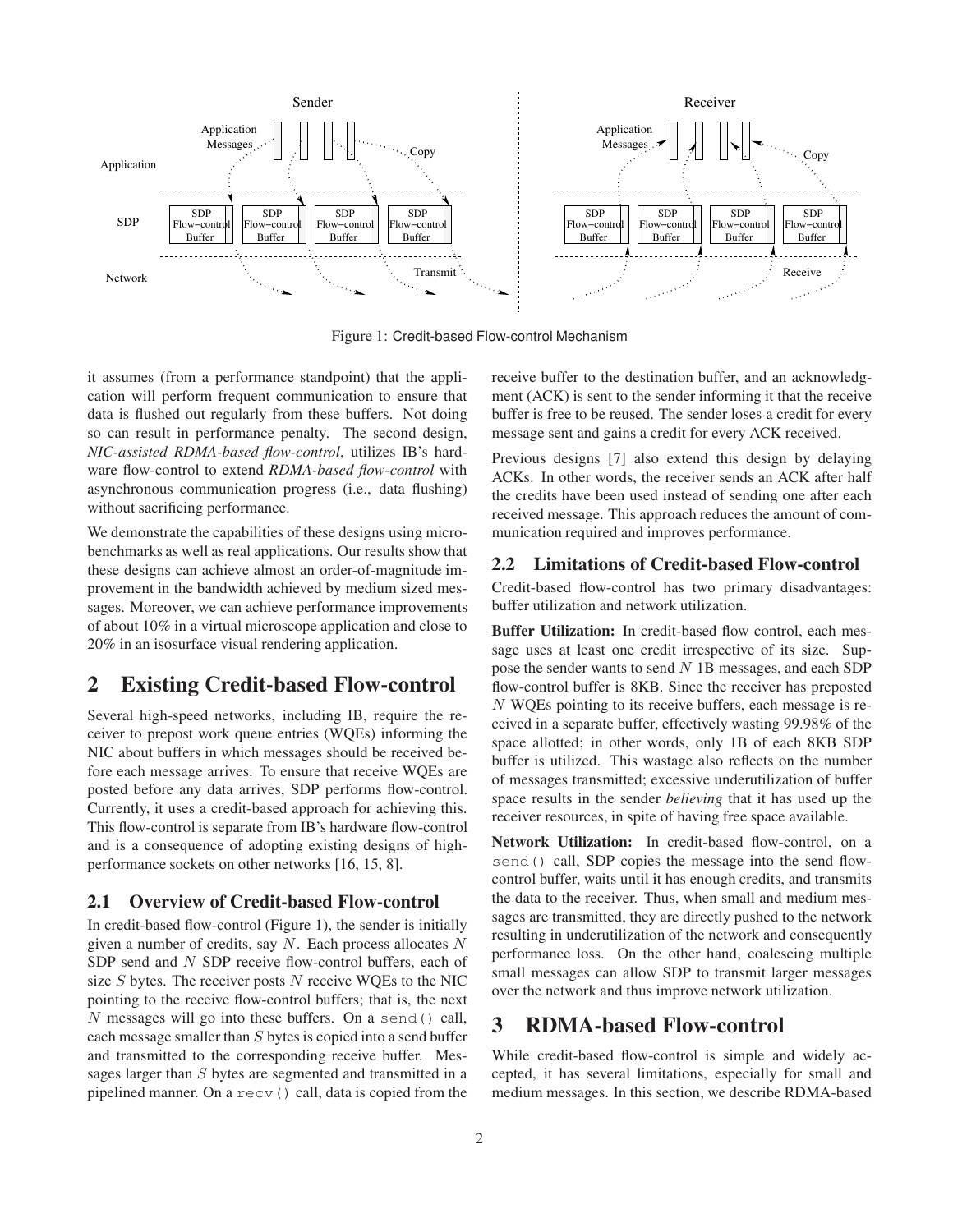Figure 1: Credit-based Flow-control Mechanism

it assumes (from a performance standpoint) that the application will perform frequent communication to ensure that data is flushed out regularly from these buffers. Not doing so can result in performance penalty. The second design, *NIC-assisted RDMA-based flow-control*, utilizes IB's hardware flow-control to extend *RDMA-based flow-control* with asynchronous communication progress (i.e., data flushing) without sacrificing performance.

We demonstrate the capabilities of these designs using micro-benchmarks as well as real applications. Our results show that these designs can achieve almost an order-of-magnitude improvement in the bandwidth achieved by medium sized messages. Moreover, we can achieve performance improvements of about 10% in a virtual microscope application and close to 20% in an isosurface visual rendering application.

## 2 Existing Credit-based Flow-control

Several high-speed networks, including IB, require the receiver to prepost work queue entries (WQEs) informing the NIC about buffers in which messages should be received before each message arrives. To ensure that receive WQEs are posted before any data arrives, SDP performs flow-control. Currently, it uses a credit-based approach for achieving this. This flow-control is separate from IB's hardware flow-control and is a consequence of adopting existing designs of high-performance sockets on other networks [16, 15, 8].

### 2.1 Overview of Credit-based Flow-control

In credit-based flow-control (Figure 1), the sender is initially given a number of credits, say $N$. Each process allocates $N$ SDP send and $N$ SDP receive flow-control buffers, each of size $S$ bytes. The receiver posts $N$ receive WQEs to the NIC pointing to the receive flow-control buffers; that is, the next $N$ messages will go into these buffers. On a `send()` call, each message smaller than $S$ bytes is copied into a send buffer and transmitted to the corresponding receive buffer. Messages larger than $S$ bytes are segmented and transmitted in a pipelined manner. On a `recv()` call, data is copied from the receive buffer to the destination buffer, and an acknowledgment (ACK) is sent to the sender informing it that the receive buffer is free to be reused. The sender loses a credit for every message sent and gains a credit for every ACK received.

Previous designs [7] also extend this design by delaying ACKs. In other words, the receiver sends an ACK after half the credits have been used instead of sending one after each received message. This approach reduces the amount of communication required and improves performance.

### 2.2 Limitations of Credit-based Flow-control

Credit-based flow-control has two primary disadvantages: buffer utilization and network utilization.

**Buffer Utilization:** In credit-based flow control, each message uses at least one credit irrespective of its size. Suppose the sender wants to send $N$ 1B messages, and each SDP flow-control buffer is 8KB. Since the receiver has preposted $N$ WQEs pointing to its receive buffers, each message is received in a separate buffer, effectively wasting 99.98% of the space allotted; in other words, only 1B of each 8KB SDP buffer is utilized. This wastage also reflects on the number of messages transmitted; excessive underutilization of buffer space results in the sender *believing* that it has used up the receiver resources, in spite of having free space available.

**Network Utilization:** In credit-based flow-control, on a `send()` call, SDP copies the message into the send flow-control buffer, waits until it has enough credits, and transmits the data to the receiver. Thus, when small and medium messages are transmitted, they are directly pushed to the network resulting in underutilization of the network and consequently performance loss. On the other hand, coalescing multiple small messages can allow SDP to transmit larger messages over the network and thus improve network utilization.

## 3 RDMA-based Flow-control

While credit-based flow-control is simple and widely accepted, it has several limitations, especially for small and medium messages. In this section, we describe RDMA-based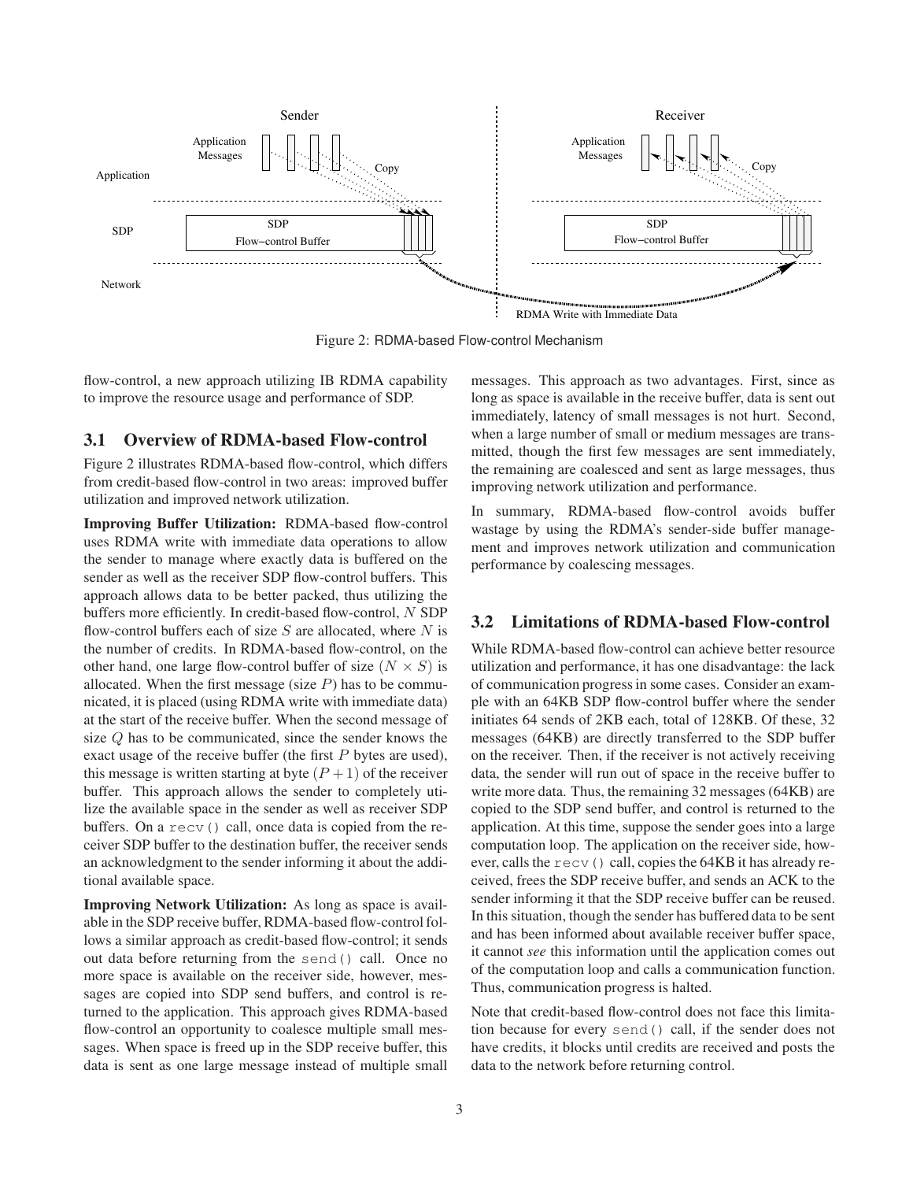Figure 2: RDMA-based Flow-control Mechanism

flow-control, a new approach utilizing IB RDMA capability to improve the resource usage and performance of SDP.

### 3.1 Overview of RDMA-based Flow-control

Figure 2 illustrates RDMA-based flow-control, which differs from credit-based flow-control in two areas: improved buffer utilization and improved network utilization.

**Improving Buffer Utilization:** RDMA-based flow-control uses RDMA write with immediate data operations to allow the sender to manage where exactly data is buffered on the sender as well as the receiver SDP flow-control buffers. This approach allows data to be better packed, thus utilizing the buffers more efficiently. In credit-based flow-control, $N$ SDP flow-control buffers each of size $S$ are allocated, where $N$ is the number of credits. In RDMA-based flow-control, on the other hand, one large flow-control buffer of size $(N \times S)$ is allocated. When the first message (size $P$) has to be communicated, it is placed (using RDMA write with immediate data) at the start of the receive buffer. When the second message of size $Q$ has to be communicated, since the sender knows the exact usage of the receive buffer (the first $P$ bytes are used), this message is written starting at byte $(P + 1)$ of the receiver buffer. This approach allows the sender to completely utilize the available space in the sender as well as receiver SDP buffers. On a `recv()` call, once data is copied from the receiver SDP buffer to the destination buffer, the receiver sends an acknowledgment to the sender informing it about the additional available space.

**Improving Network Utilization:** As long as space is available in the SDP receive buffer, RDMA-based flow-control follows a similar approach as credit-based flow-control; it sends out data before returning from the `send()` call. Once no more space is available on the receiver side, however, messages are copied into SDP send buffers, and control is returned to the application. This approach gives RDMA-based flow-control an opportunity to coalesce multiple small messages. When space is freed up in the SDP receive buffer, this data is sent as one large message instead of multiple small messages. This approach as two advantages. First, since as long as space is available in the receive buffer, data is sent out immediately, latency of small messages is not hurt. Second, when a large number of small or medium messages are transmitted, though the first few messages are sent immediately, the remaining are coalesced and sent as large messages, thus improving network utilization and performance.

In summary, RDMA-based flow-control avoids buffer wastage by using the RDMA's sender-side buffer management and improves network utilization and communication performance by coalescing messages.

### 3.2 Limitations of RDMA-based Flow-control

While RDMA-based flow-control can achieve better resource utilization and performance, it has one disadvantage: the lack of communication progress in some cases. Consider an example with an 64KB SDP flow-control buffer where the sender initiates 64 sends of 2KB each, total of 128KB. Of these, 32 messages (64KB) are directly transferred to the SDP buffer on the receiver. Then, if the receiver is not actively receiving data, the sender will run out of space in the receive buffer to write more data. Thus, the remaining 32 messages (64KB) are copied to the SDP send buffer, and control is returned to the application. At this time, suppose the sender goes into a large computation loop. The application on the receiver side, however, calls the `recv()` call, copies the 64KB it has already received, frees the SDP receive buffer, and sends an ACK to the sender informing it that the SDP receive buffer can be reused. In this situation, though the sender has buffered data to be sent and has been informed about available receiver buffer space, it cannot *see* this information until the application comes out of the computation loop and calls a communication function. Thus, communication progress is halted.

Note that credit-based flow-control does not face this limitation because for every `send()` call, if the sender does not have credits, it blocks until credits are received and posts the data to the network before returning control.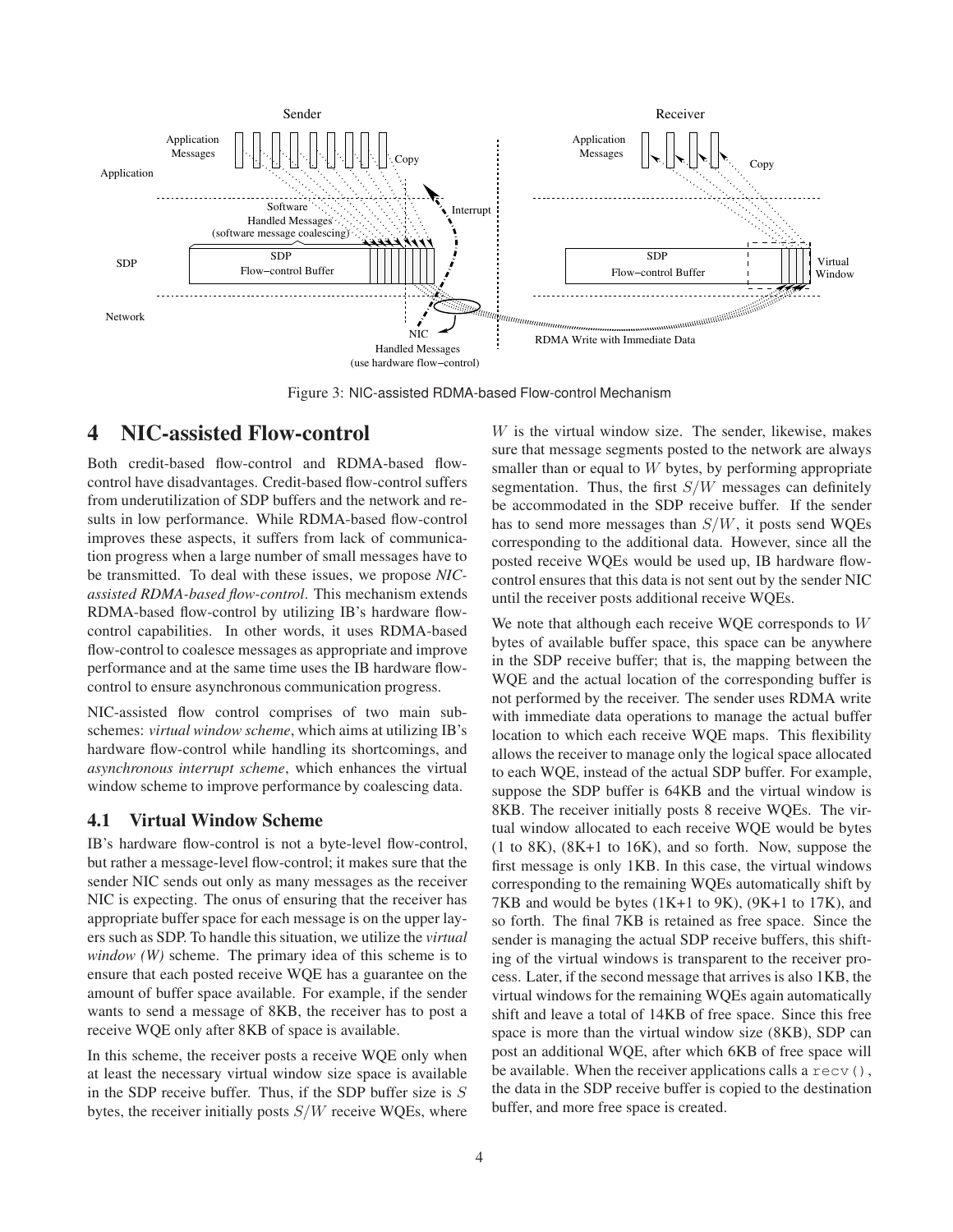Figure 3: NIC-assisted RDMA-based Flow-control Mechanism

# 4 NIC-assisted Flow-control

Both credit-based flow-control and RDMA-based flow-control have disadvantages. Credit-based flow-control suffers from underutilization of SDP buffers and the network and results in low performance. While RDMA-based flow-control improves these aspects, it suffers from lack of communication progress when a large number of small messages have to be transmitted. To deal with these issues, we propose *NIC-assisted RDMA-based flow-control*. This mechanism extends RDMA-based flow-control by utilizing IB's hardware flow-control capabilities. In other words, it uses RDMA-based flow-control to coalesce messages as appropriate and improve performance and at the same time uses the IB hardware flow-control to ensure asynchronous communication progress.

NIC-assisted flow control comprises of two main sub-schemes: *virtual window scheme*, which aims at utilizing IB's hardware flow-control while handling its shortcomings, and *asynchronous interrupt scheme*, which enhances the virtual window scheme to improve performance by coalescing data.

## 4.1 Virtual Window Scheme

IB's hardware flow-control is not a byte-level flow-control, but rather a message-level flow-control; it makes sure that the sender NIC sends out only as many messages as the receiver NIC is expecting. The onus of ensuring that the receiver has appropriate buffer space for each message is on the upper layers such as SDP. To handle this situation, we utilize the *virtual window (W)* scheme. The primary idea of this scheme is to ensure that each posted receive WQE has a guarantee on the amount of buffer space available. For example, if the sender wants to send a message of 8KB, the receiver has to post a receive WQE only after 8KB of space is available.

In this scheme, the receiver posts a receive WQE only when at least the necessary virtual window size space is available in the SDP receive buffer. Thus, if the SDP buffer size is $S$ bytes, the receiver initially posts $S/W$ receive WQEs, where $W$ is the virtual window size. The sender, likewise, makes sure that message segments posted to the network are always smaller than or equal to $W$ bytes, by performing appropriate segmentation. Thus, the first $S/W$ messages can definitely be accommodated in the SDP receive buffer. If the sender has to send more messages than $S/W$, it posts send WQEs corresponding to the additional data. However, since all the posted receive WQEs would be used up, IB hardware flow-control ensures that this data is not sent out by the sender NIC until the receiver posts additional receive WQEs.

We note that although each receive WQE corresponds to $W$ bytes of available buffer space, this space can be anywhere in the SDP receive buffer; that is, the mapping between the WQE and the actual location of the corresponding buffer is not performed by the receiver. The sender uses RDMA write with immediate data operations to manage the actual buffer location to which each receive WQE maps. This flexibility allows the receiver to manage only the logical space allocated to each WQE, instead of the actual SDP buffer. For example, suppose the SDP buffer is 64KB and the virtual window is 8KB. The receiver initially posts 8 receive WQEs. The virtual window allocated to each receive WQE would be bytes (1 to 8K), (8K+1 to 16K), and so forth. Now, suppose the first message is only 1KB. In this case, the virtual windows corresponding to the remaining WQEs automatically shift by 7KB and would be bytes (1K+1 to 9K), (9K+1 to 17K), and so forth. The final 7KB is retained as free space. Since the sender is managing the actual SDP receive buffers, this shifting of the virtual windows is transparent to the receiver process. Later, if the second message that arrives is also 1KB, the virtual windows for the remaining WQEs again automatically shift and leave a total of 14KB of free space. Since this free space is more than the virtual window size (8KB), SDP can post an additional WQE, after which 6KB of free space will be available. When the receiver applications calls a `recv()`, the data in the SDP receive buffer is copied to the destination buffer, and more free space is created.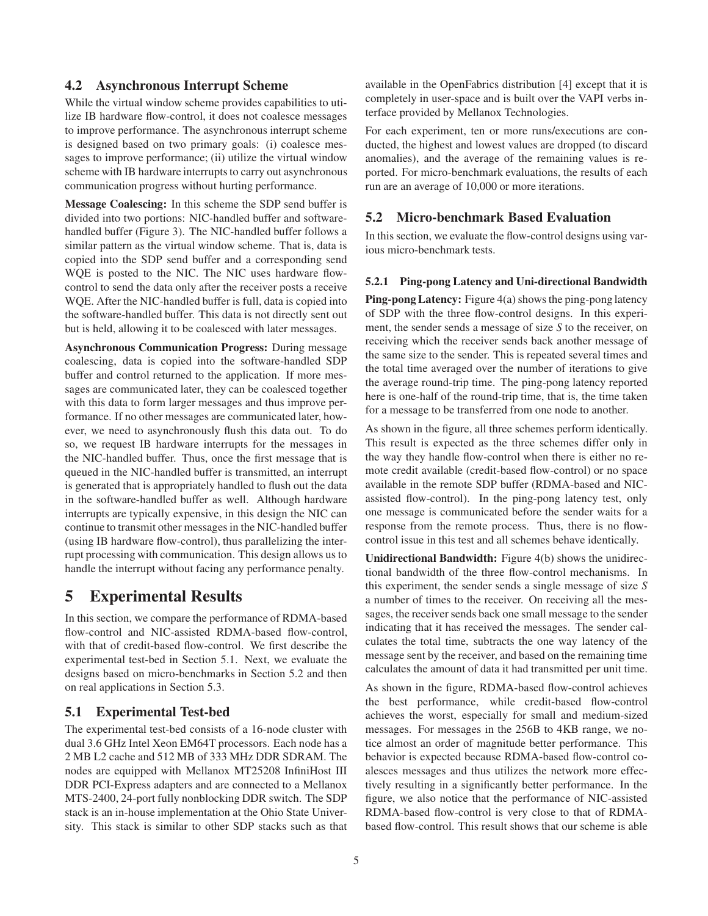### 4.2 Asynchronous Interrupt Scheme

While the virtual window scheme provides capabilities to utilize IB hardware flow-control, it does not coalesce messages to improve performance. The asynchronous interrupt scheme is designed based on two primary goals: (i) coalesce messages to improve performance; (ii) utilize the virtual window scheme with IB hardware interrupts to carry out asynchronous communication progress without hurting performance.

**Message Coalescing:** In this scheme the SDP send buffer is divided into two portions: NIC-handled buffer and software-handled buffer (Figure 3). The NIC-handled buffer follows a similar pattern as the virtual window scheme. That is, data is copied into the SDP send buffer and a corresponding send WQE is posted to the NIC. The NIC uses hardware flow-control to send the data only after the receiver posts a receive WQE. After the NIC-handled buffer is full, data is copied into the software-handled buffer. This data is not directly sent out but is held, allowing it to be coalesced with later messages.

**Asynchronous Communication Progress:** During message coalescing, data is copied into the software-handled SDP buffer and control returned to the application. If more messages are communicated later, they can be coalesced together with this data to form larger messages and thus improve performance. If no other messages are communicated later, however, we need to asynchronously flush this data out. To do so, we request IB hardware interrupts for the messages in the NIC-handled buffer. Thus, once the first message that is queued in the NIC-handled buffer is transmitted, an interrupt is generated that is appropriately handled to flush out the data in the software-handled buffer as well. Although hardware interrupts are typically expensive, in this design the NIC can continue to transmit other messages in the NIC-handled buffer (using IB hardware flow-control), thus parallelizing the interrupt processing with communication. This design allows us to handle the interrupt without facing any performance penalty.

## 5 Experimental Results

In this section, we compare the performance of RDMA-based flow-control and NIC-assisted RDMA-based flow-control, with that of credit-based flow-control. We first describe the experimental test-bed in Section 5.1. Next, we evaluate the designs based on micro-benchmarks in Section 5.2 and then on real applications in Section 5.3.

### 5.1 Experimental Test-bed

The experimental test-bed consists of a 16-node cluster with dual 3.6 GHz Intel Xeon EM64T processors. Each node has a 2 MB L2 cache and 512 MB of 333 MHz DDR SDRAM. The nodes are equipped with Mellanox MT25208 InfiniHost III DDR PCI-Express adapters and are connected to a Mellanox MTS-2400, 24-port fully nonblocking DDR switch. The SDP stack is an in-house implementation at the Ohio State University. This stack is similar to other SDP stacks such as that available in the OpenFabrics distribution [4] except that it is completely in user-space and is built over the VAPI verbs interface provided by Mellanox Technologies.

For each experiment, ten or more runs/executions are conducted, the highest and lowest values are dropped (to discard anomalies), and the average of the remaining values is reported. For micro-benchmark evaluations, the results of each run are an average of 10,000 or more iterations.

### 5.2 Micro-benchmark Based Evaluation

In this section, we evaluate the flow-control designs using various micro-benchmark tests.

#### 5.2.1 Ping-pong Latency and Uni-directional Bandwidth

**Ping-pong Latency:** Figure 4(a) shows the ping-pong latency of SDP with the three flow-control designs. In this experiment, the sender sends a message of size *S* to the receiver, on receiving which the receiver sends back another message of the same size to the sender. This is repeated several times and the total time averaged over the number of iterations to give the average round-trip time. The ping-pong latency reported here is one-half of the round-trip time, that is, the time taken for a message to be transferred from one node to another.

As shown in the figure, all three schemes perform identically. This result is expected as the three schemes differ only in the way they handle flow-control when there is either no remote credit available (credit-based flow-control) or no space available in the remote SDP buffer (RDMA-based and NIC-assisted flow-control). In the ping-pong latency test, only one message is communicated before the sender waits for a response from the remote process. Thus, there is no flow-control issue in this test and all schemes behave identically.

**Unidirectional Bandwidth:** Figure 4(b) shows the unidirectional bandwidth of the three flow-control mechanisms. In this experiment, the sender sends a single message of size *S* a number of times to the receiver. On receiving all the messages, the receiver sends back one small message to the sender indicating that it has received the messages. The sender calculates the total time, subtracts the one way latency of the message sent by the receiver, and based on the remaining time calculates the amount of data it had transmitted per unit time.

As shown in the figure, RDMA-based flow-control achieves the best performance, while credit-based flow-control achieves the worst, especially for small and medium-sized messages. For messages in the 256B to 4KB range, we notice almost an order of magnitude better performance. This behavior is expected because RDMA-based flow-control coalesces messages and thus utilizes the network more effectively resulting in a significantly better performance. In the figure, we also notice that the performance of NIC-assisted RDMA-based flow-control is very close to that of RDMA-based flow-control. This result shows that our scheme is able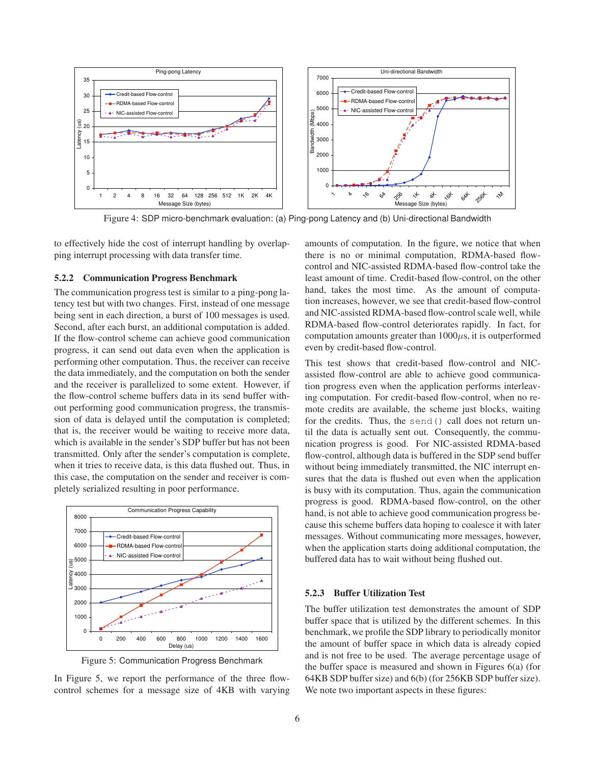Figure 4: SDP micro-benchmark evaluation: (a) Ping-pong Latency and (b) Uni-directional Bandwidth

to effectively hide the cost of interrupt handling by overlapping interrupt processing with data transfer time.

### 5.2.2 Communication Progress Benchmark

The communication progress test is similar to a ping-pong latency test but with two changes. First, instead of one message being sent in each direction, a burst of 100 messages is used. Second, after each burst, an additional computation is added. If the flow-control scheme can achieve good communication progress, it can send out data even when the application is performing other computation. Thus, the receiver can receive the data immediately, and the computation on both the sender and the receiver is parallelized to some extent. However, if the flow-control scheme buffers data in its send buffer without performing good communication progress, the transmission of data is delayed until the computation is completed; that is, the receiver would be waiting to receive more data, which is available in the sender's SDP buffer but has not been transmitted. Only after the sender's computation is complete, when it tries to receive data, is this data flushed out. Thus, in this case, the computation on the sender and receiver is completely serialized resulting in poor performance.

Figure 5: Communication Progress Benchmark

In Figure 5, we report the performance of the three flow-control schemes for a message size of 4KB with varying amounts of computation. In the figure, we notice that when there is no or minimal computation, RDMA-based flow-control and NIC-assisted RDMA-based flow-control take the least amount of time. Credit-based flow-control, on the other hand, takes the most time. As the amount of computation increases, however, we see that credit-based flow-control and NIC-assisted RDMA-based flow-control scale well, while RDMA-based flow-control deteriorates rapidly. In fact, for computation amounts greater than $1000\mu$s, it is outperformed even by credit-based flow-control.

This test shows that credit-based flow-control and NIC-assisted flow-control are able to achieve good communication progress even when the application performs interleaving computation. For credit-based flow-control, when no remote credits are available, the scheme just blocks, waiting for the credits. Thus, the `send()` call does not return until the data is actually sent out. Consequently, the communication progress is good. For NIC-assisted RDMA-based flow-control, although data is buffered in the SDP send buffer without being immediately transmitted, the NIC interrupt ensures that the data is flushed out even when the application is busy with its computation. Thus, again the communication progress is good. RDMA-based flow-control, on the other hand, is not able to achieve good communication progress because this scheme buffers data hoping to coalesce it with later messages. Without communicating more messages, however, when the application starts doing additional computation, the buffered data has to wait without being flushed out.

### 5.2.3 Buffer Utilization Test

The buffer utilization test demonstrates the amount of SDP buffer space that is utilized by the different schemes. In this benchmark, we profile the SDP library to periodically monitor the amount of buffer space in which data is already copied and is not free to be used. The average percentage usage of the buffer space is measured and shown in Figures 6(a) (for 64KB SDP buffer size) and 6(b) (for 256KB SDP buffer size). We note two important aspects in these figures: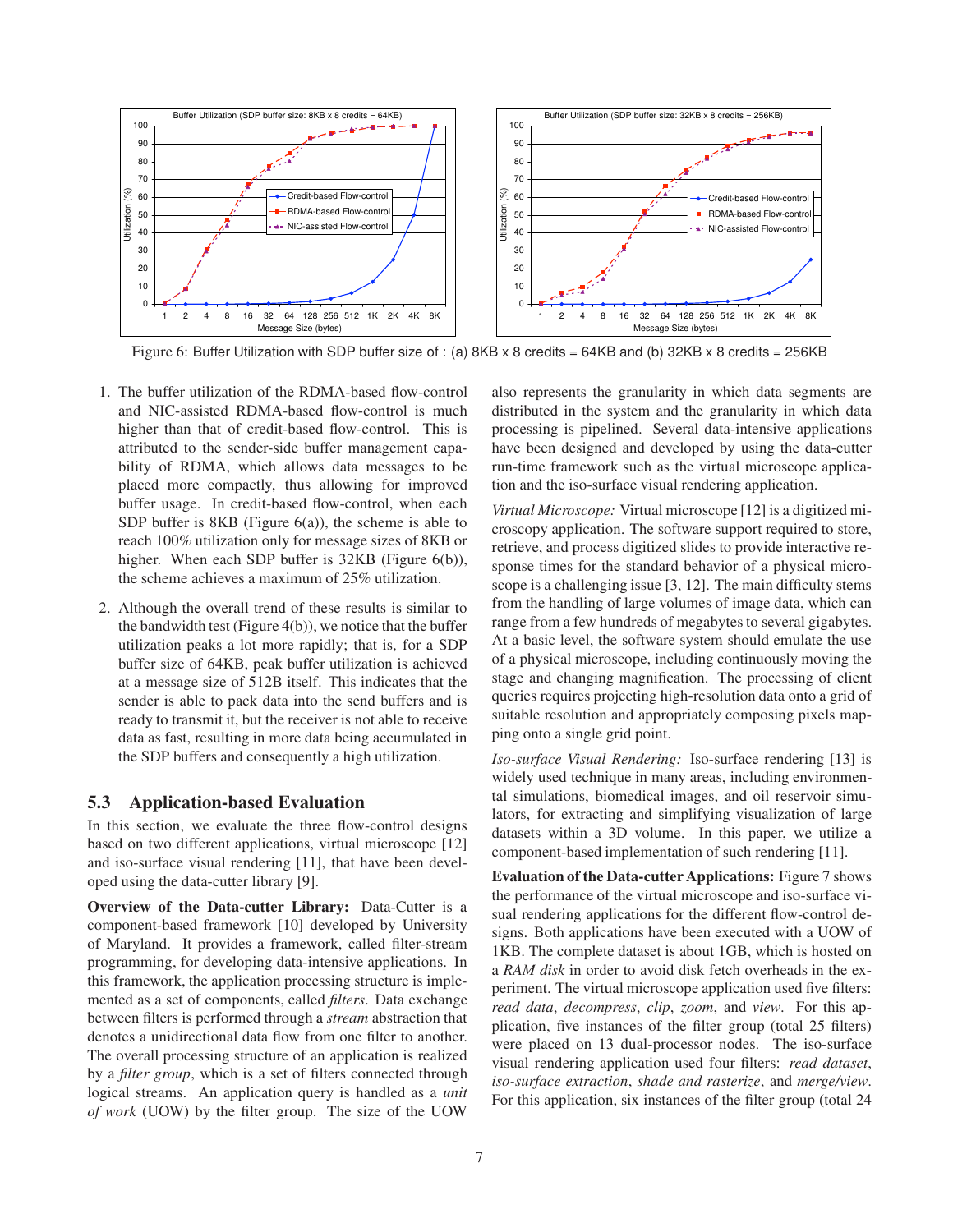Figure 6: Buffer Utilization with SDP buffer size of : (a) 8KB x 8 credits = 64KB and (b) 32KB x 8 credits = 256KB

1. The buffer utilization of the RDMA-based flow-control and NIC-assisted RDMA-based flow-control is much higher than that of credit-based flow-control. This is attributed to the sender-side buffer management capability of RDMA, which allows data messages to be placed more compactly, thus allowing for improved buffer usage. In credit-based flow-control, when each SDP buffer is 8KB (Figure 6(a)), the scheme is able to reach 100% utilization only for message sizes of 8KB or higher. When each SDP buffer is 32KB (Figure 6(b)), the scheme achieves a maximum of 25% utilization.

2. Although the overall trend of these results is similar to the bandwidth test (Figure 4(b)), we notice that the buffer utilization peaks a lot more rapidly; that is, for a SDP buffer size of 64KB, peak buffer utilization is achieved at a message size of 512B itself. This indicates that the sender is able to pack data into the send buffers and is ready to transmit it, but the receiver is not able to receive data as fast, resulting in more data being accumulated in the SDP buffers and consequently a high utilization.

## 5.3 Application-based Evaluation

In this section, we evaluate the three flow-control designs based on two different applications, virtual microscope [12] and iso-surface visual rendering [11], that have been developed using the data-cutter library [9].

**Overview of the Data-cutter Library:** Data-Cutter is a component-based framework [10] developed by University of Maryland. It provides a framework, called filter-stream programming, for developing data-intensive applications. In this framework, the application processing structure is implemented as a set of components, called *filters*. Data exchange between filters is performed through a *stream* abstraction that denotes a unidirectional data flow from one filter to another. The overall processing structure of an application is realized by a *filter group*, which is a set of filters connected through logical streams. An application query is handled as a *unit of work* (UOW) by the filter group. The size of the UOW also represents the granularity in which data segments are distributed in the system and the granularity in which data processing is pipelined. Several data-intensive applications have been designed and developed by using the data-cutter run-time framework such as the virtual microscope application and the iso-surface visual rendering application.

*Virtual Microscope:* Virtual microscope [12] is a digitized microscopy application. The software support required to store, retrieve, and process digitized slides to provide interactive response times for the standard behavior of a physical microscope is a challenging issue [3, 12]. The main difficulty stems from the handling of large volumes of image data, which can range from a few hundreds of megabytes to several gigabytes. At a basic level, the software system should emulate the use of a physical microscope, including continuously moving the stage and changing magnification. The processing of client queries requires projecting high-resolution data onto a grid of suitable resolution and appropriately composing pixels mapping onto a single grid point.

*Iso-surface Visual Rendering:* Iso-surface rendering [13] is widely used technique in many areas, including environmental simulations, biomedical images, and oil reservoir simulators, for extracting and simplifying visualization of large datasets within a 3D volume. In this paper, we utilize a component-based implementation of such rendering [11].

**Evaluation of the Data-cutter Applications:** Figure 7 shows the performance of the virtual microscope and iso-surface visual rendering applications for the different flow-control designs. Both applications have been executed with a UOW of 1KB. The complete dataset is about 1GB, which is hosted on a *RAM disk* in order to avoid disk fetch overheads in the experiment. The virtual microscope application used five filters: *read data*, *decompress*, *clip*, *zoom*, and *view*. For this application, five instances of the filter group (total 25 filters) were placed on 13 dual-processor nodes. The iso-surface visual rendering application used four filters: *read dataset*, *iso-surface extraction*, *shade and rasterize*, and *merge/view*. For this application, six instances of the filter group (total 24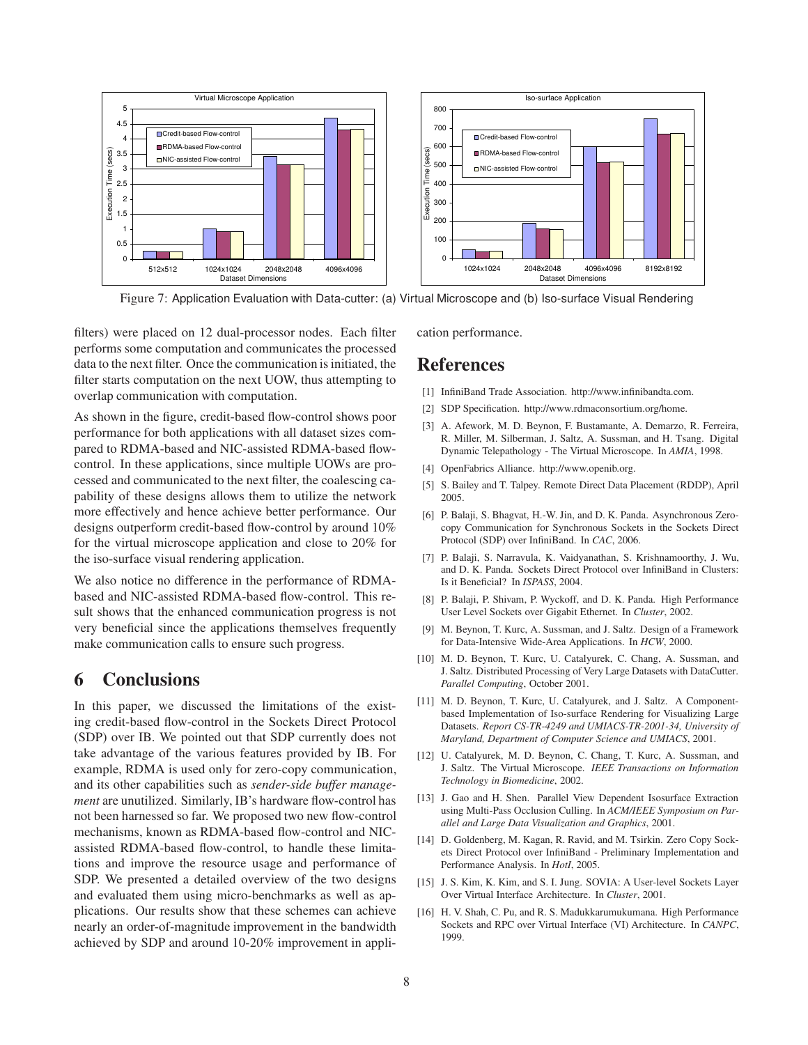Virtual Microscope Application

5
4.5
4
3.5
3
2.5
2
1.5
1
0.5
0

Execution Time (secs)

Credit-based Flow-control
RDMA-based Flow-control
NIC-assisted Flow-control

512x512
1024x1024
2048x2048
4096x4096

Dataset Dimensions

Iso-surface Application

800
700
600
500
400
300
200
100
0

Execution Time (secs)

Credit-based Flow-control
RDMA-based Flow-control
NIC-assisted Flow-control

1024x1024
2048x2048
4096x4096
8192x8192

Dataset Dimensions

Figure 7: Application Evaluation with Data-cutter: (a) Virtual Microscope and (b) Iso-surface Visual Rendering

filters) were placed on 12 dual-processor nodes. Each filter performs some computation and communicates the processed data to the next filter. Once the communication is initiated, the filter starts computation on the next UOW, thus attempting to overlap communication with computation.

As shown in the figure, credit-based flow-control shows poor performance for both applications with all dataset sizes compared to RDMA-based and NIC-assisted RDMA-based flow-control. In these applications, since multiple UOWs are processed and communicated to the next filter, the coalescing capability of these designs allows them to utilize the network more effectively and hence achieve better performance. Our designs outperform credit-based flow-control by around 10% for the virtual microscope application and close to 20% for the iso-surface visual rendering application.

We also notice no difference in the performance of RDMA-based and NIC-assisted RDMA-based flow-control. This result shows that the enhanced communication progress is not very beneficial since the applications themselves frequently make communication calls to ensure such progress.

## 6 Conclusions

In this paper, we discussed the limitations of the existing credit-based flow-control in the Sockets Direct Protocol (SDP) over IB. We pointed out that SDP currently does not take advantage of the various features provided by IB. For example, RDMA is used only for zero-copy communication, and its other capabilities such as *sender-side buffer management* are unutilized. Similarly, IB's hardware flow-control has not been harnessed so far. We proposed two new flow-control mechanisms, known as RDMA-based flow-control and NIC-assisted RDMA-based flow-control, to handle these limitations and improve the resource usage and performance of SDP. We presented a detailed overview of the two designs and evaluated them using micro-benchmarks as well as applications. Our results show that these schemes can achieve nearly an order-of-magnitude improvement in the bandwidth achieved by SDP and around 10-20% improvement in application performance.

## References

[1] InfiniBand Trade Association. http://www.infinibandta.com.

[2] SDP Specification. http://www.rdmaconsortium.org/home.

[3] A. Afework, M. D. Beynon, F. Bustamante, A. Demarzo, R. Ferreira, R. Miller, M. Silberman, J. Saltz, A. Sussman, and H. Tsang. Digital Dynamic Telepathology - The Virtual Microscope. In *AMIA*, 1998.

[4] OpenFabrics Alliance. http://www.openib.org.

[5] S. Bailey and T. Talpey. Remote Direct Data Placement (RDDP), April 2005.

[6] P. Balaji, S. Bhagvat, H.-W. Jin, and D. K. Panda. Asynchronous Zero-copy Communication for Synchronous Sockets in the Sockets Direct Protocol (SDP) over InfiniBand. In *CAC*, 2006.

[7] P. Balaji, S. Narravula, K. Vaidyanathan, S. Krishnamoorthy, J. Wu, and D. K. Panda. Sockets Direct Protocol over InfiniBand in Clusters: Is it Beneficial? In *ISPASS*, 2004.

[8] P. Balaji, P. Shivam, P. Wyckoff, and D. K. Panda. High Performance User Level Sockets over Gigabit Ethernet. In *Cluster*, 2002.

[9] M. Beynon, T. Kurc, A. Sussman, and J. Saltz. Design of a Framework for Data-Intensive Wide-Area Applications. In *HCW*, 2000.

[10] M. D. Beynon, T. Kurc, U. Catalyurek, C. Chang, A. Sussman, and J. Saltz. Distributed Processing of Very Large Datasets with DataCutter. *Parallel Computing*, October 2001.

[11] M. D. Beynon, T. Kurc, U. Catalyurek, and J. Saltz. A Component-based Implementation of Iso-surface Rendering for Visualizing Large Datasets. *Report CS-TR-4249 and UMIACS-TR-2001-34, University of Maryland, Department of Computer Science and UMIACS*, 2001.

[12] U. Catalyurek, M. D. Beynon, C. Chang, T. Kurc, A. Sussman, and J. Saltz. The Virtual Microscope. *IEEE Transactions on Information Technology in Biomedicine*, 2002.

[13] J. Gao and H. Shen. Parallel View Dependent Isosurface Extraction using Multi-Pass Occlusion Culling. In *ACM/IEEE Symposium on Parallel and Large Data Visualization and Graphics*, 2001.

[14] D. Goldenberg, M. Kagan, R. Ravid, and M. Tsirkin. Zero Copy Sockets Direct Protocol over InfiniBand - Preliminary Implementation and Performance Analysis. In *HotI*, 2005.

[15] J. S. Kim, K. Kim, and S. I. Jung. SOVIA: A User-level Sockets Layer Over Virtual Interface Architecture. In *Cluster*, 2001.

[16] H. V. Shah, C. Pu, and R. S. Madukkarumukumana. High Performance Sockets and RPC over Virtual Interface (VI) Architecture. In *CANPC*, 1999.